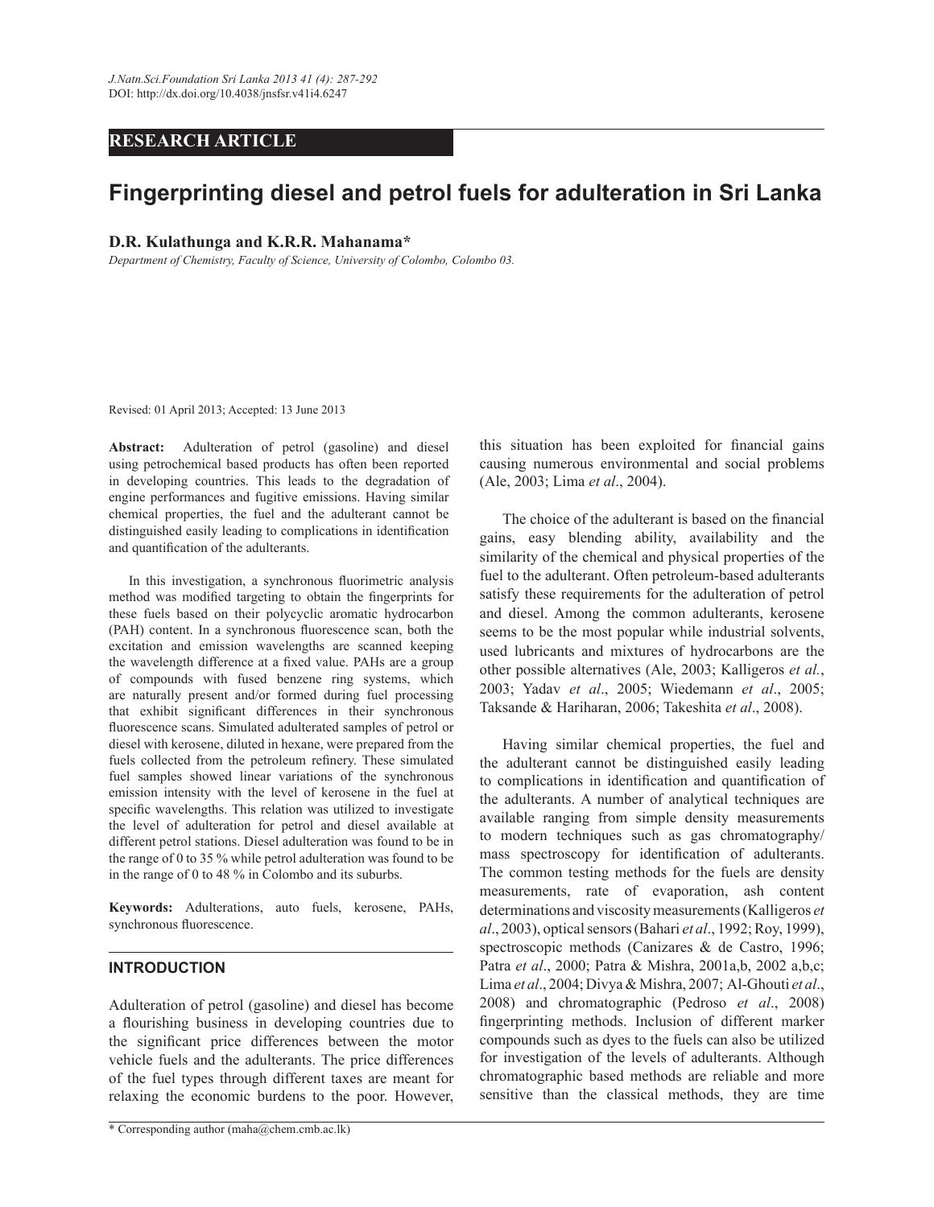RESEARCH ARTICLE

# Fingerprinting diesel and petrol fuels for adulteration in Sri Lanka

**D.R. Kulathunga and K.R.R. Mahanama***

*Department of Chemistry, Faculty of Science, University of Colombo, Colombo 03.*

Revised: 01 April 2013; Accepted: 13 June 2013

**Abstract:** Adulteration of petrol (gasoline) and diesel using petrochemical based products has often been reported in developing countries. This leads to the degradation of engine performances and fugitive emissions. Having similar chemical properties, the fuel and the adulterant cannot be distinguished easily leading to complications in identification and quantification of the adulterants.

In this investigation, a synchronous fluorimetric analysis method was modified targeting to obtain the fingerprints for these fuels based on their polycyclic aromatic hydrocarbon (PAH) content. In a synchronous fluorescence scan, both the excitation and emission wavelengths are scanned keeping the wavelength difference at a fixed value. PAHs are a group of compounds with fused benzene ring systems, which are naturally present and/or formed during fuel processing that exhibit significant differences in their synchronous fluorescence scans. Simulated adulterated samples of petrol or diesel with kerosene, diluted in hexane, were prepared from the fuels collected from the petroleum refinery. These simulated fuel samples showed linear variations of the synchronous emission intensity with the level of kerosene in the fuel at specific wavelengths. This relation was utilized to investigate the level of adulteration for petrol and diesel available at different petrol stations. Diesel adulteration was found to be in the range of 0 to 35 % while petrol adulteration was found to be in the range of 0 to 48 % in Colombo and its suburbs.

**Keywords:** Adulterations, auto fuels, kerosene, PAHs, synchronous fluorescence.

## INTRODUCTION

Adulteration of petrol (gasoline) and diesel has become a flourishing business in developing countries due to the significant price differences between the motor vehicle fuels and the adulterants. The price differences of the fuel types through different taxes are meant for relaxing the economic burdens to the poor. However, this situation has been exploited for financial gains causing numerous environmental and social problems (Ale, 2003; Lima *et al*., 2004).

The choice of the adulterant is based on the financial gains, easy blending ability, availability and the similarity of the chemical and physical properties of the fuel to the adulterant. Often petroleum-based adulterants satisfy these requirements for the adulteration of petrol and diesel. Among the common adulterants, kerosene seems to be the most popular while industrial solvents, used lubricants and mixtures of hydrocarbons are the other possible alternatives (Ale, 2003; Kalligeros *et al.*, 2003; Yadav *et al*., 2005; Wiedemann *et al*., 2005; Taksande & Hariharan, 2006; Takeshita *et al*., 2008).

Having similar chemical properties, the fuel and the adulterant cannot be distinguished easily leading to complications in identification and quantification of the adulterants. A number of analytical techniques are available ranging from simple density measurements to modern techniques such as gas chromatography/mass spectroscopy for identification of adulterants. The common testing methods for the fuels are density measurements, rate of evaporation, ash content determinations and viscosity measurements (Kalligeros *et al*., 2003), optical sensors (Bahari *et al*., 1992; Roy, 1999), spectroscopic methods (Canizares & de Castro, 1996; Patra *et al*., 2000; Patra & Mishra, 2001a,b, 2002 a,b,c; Lima *et al*., 2004; Divya & Mishra, 2007; Al-Ghouti *et al*., 2008) and chromatographic (Pedroso *et al*., 2008) fingerprinting methods. Inclusion of different marker compounds such as dyes to the fuels can also be utilized for investigation of the levels of adulterants. Although chromatographic based methods are reliable and more sensitive than the classical methods, they are time

* Corresponding author (maha@chem.cmb.ac.lk)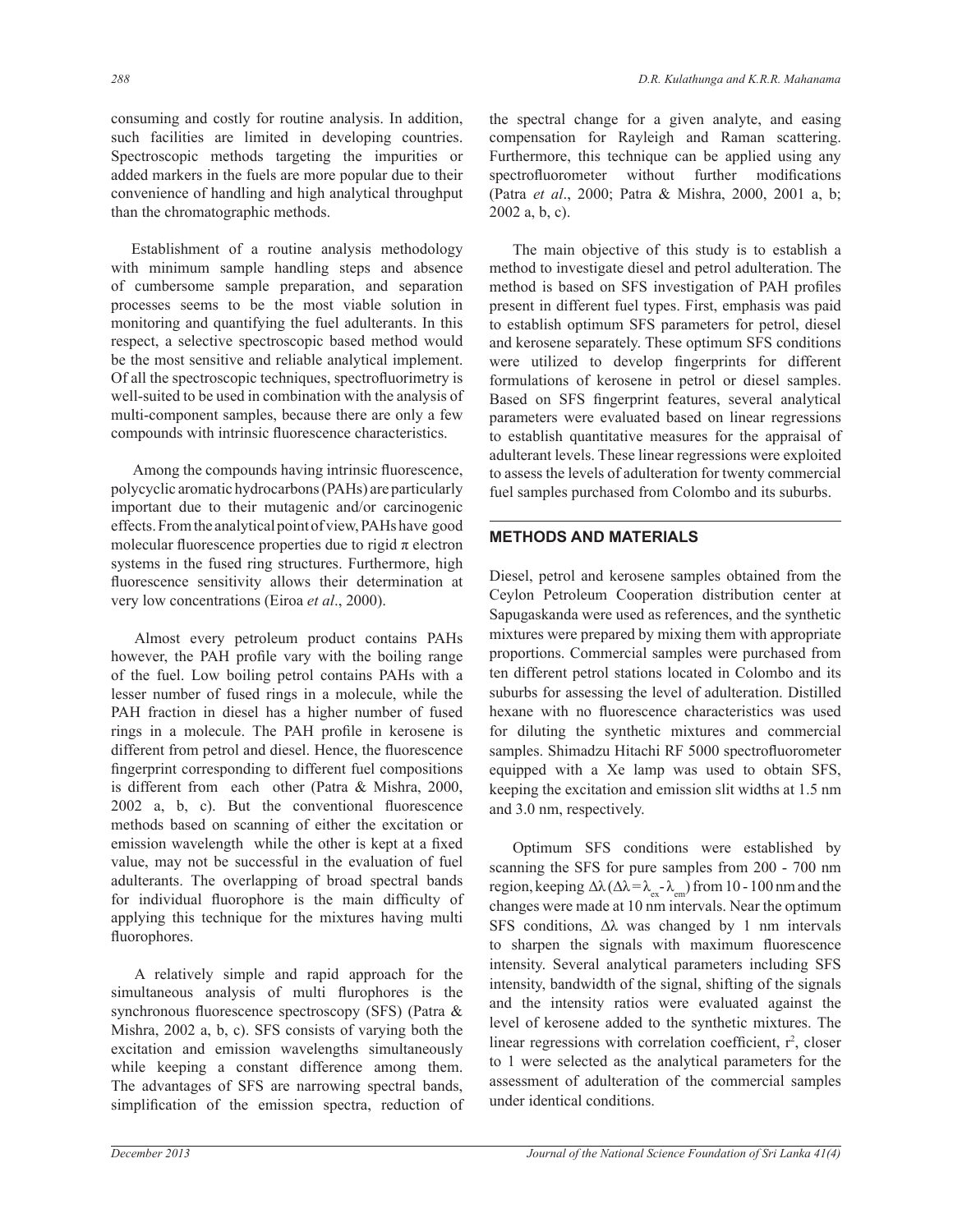consuming and costly for routine analysis. In addition, such facilities are limited in developing countries. Spectroscopic methods targeting the impurities or added markers in the fuels are more popular due to their convenience of handling and high analytical throughput than the chromatographic methods.

Establishment of a routine analysis methodology with minimum sample handling steps and absence of cumbersome sample preparation, and separation processes seems to be the most viable solution in monitoring and quantifying the fuel adulterants. In this respect, a selective spectroscopic based method would be the most sensitive and reliable analytical implement. Of all the spectroscopic techniques, spectrofluorimetry is well-suited to be used in combination with the analysis of multi-component samples, because there are only a few compounds with intrinsic fluorescence characteristics.

Among the compounds having intrinsic fluorescence, polycyclic aromatic hydrocarbons (PAHs) are particularly important due to their mutagenic and/or carcinogenic effects. From the analytical point of view, PAHs have good molecular fluorescence properties due to rigid π electron systems in the fused ring structures. Furthermore, high fluorescence sensitivity allows their determination at very low concentrations (Eiroa *et al*., 2000).

Almost every petroleum product contains PAHs however, the PAH profile vary with the boiling range of the fuel. Low boiling petrol contains PAHs with a lesser number of fused rings in a molecule, while the PAH fraction in diesel has a higher number of fused rings in a molecule. The PAH profile in kerosene is different from petrol and diesel. Hence, the fluorescence fingerprint corresponding to different fuel compositions is different from each other (Patra & Mishra, 2000, 2002 a, b, c). But the conventional fluorescence methods based on scanning of either the excitation or emission wavelength while the other is kept at a fixed value, may not be successful in the evaluation of fuel adulterants. The overlapping of broad spectral bands for individual fluorophore is the main difficulty of applying this technique for the mixtures having multi fluorophores.

A relatively simple and rapid approach for the simultaneous analysis of multi flurophores is the synchronous fluorescence spectroscopy (SFS) (Patra & Mishra, 2002 a, b, c). SFS consists of varying both the excitation and emission wavelengths simultaneously while keeping a constant difference among them. The advantages of SFS are narrowing spectral bands, simplification of the emission spectra, reduction of the spectral change for a given analyte, and easing compensation for Rayleigh and Raman scattering. Furthermore, this technique can be applied using any spectrofluorometer without further modifications (Patra *et al*., 2000; Patra & Mishra, 2000, 2001 a, b; 2002 a, b, c).

The main objective of this study is to establish a method to investigate diesel and petrol adulteration. The method is based on SFS investigation of PAH profiles present in different fuel types. First, emphasis was paid to establish optimum SFS parameters for petrol, diesel and kerosene separately. These optimum SFS conditions were utilized to develop fingerprints for different formulations of kerosene in petrol or diesel samples. Based on SFS fingerprint features, several analytical parameters were evaluated based on linear regressions to establish quantitative measures for the appraisal of adulterant levels. These linear regressions were exploited to assess the levels of adulteration for twenty commercial fuel samples purchased from Colombo and its suburbs.

## METHODS AND MATERIALS

Diesel, petrol and kerosene samples obtained from the Ceylon Petroleum Cooperation distribution center at Sapugaskanda were used as references, and the synthetic mixtures were prepared by mixing them with appropriate proportions. Commercial samples were purchased from ten different petrol stations located in Colombo and its suburbs for assessing the level of adulteration. Distilled hexane with no fluorescence characteristics was used for diluting the synthetic mixtures and commercial samples. Shimadzu Hitachi RF 5000 spectrofluorometer equipped with a Xe lamp was used to obtain SFS, keeping the excitation and emission slit widths at 1.5 nm and 3.0 nm, respectively.

Optimum SFS conditions were established by scanning the SFS for pure samples from 200 - 700 nm region, keeping $\Delta\lambda$ ($\Delta\lambda = \lambda_{ex} - \lambda_{em}$) from 10 - 100 nm and the changes were made at 10 nm intervals. Near the optimum SFS conditions, $\Delta\lambda$ was changed by 1 nm intervals to sharpen the signals with maximum fluorescence intensity. Several analytical parameters including SFS intensity, bandwidth of the signal, shifting of the signals and the intensity ratios were evaluated against the level of kerosene added to the synthetic mixtures. The linear regressions with correlation coefficient, $r^2$, closer to 1 were selected as the analytical parameters for the assessment of adulteration of the commercial samples under identical conditions.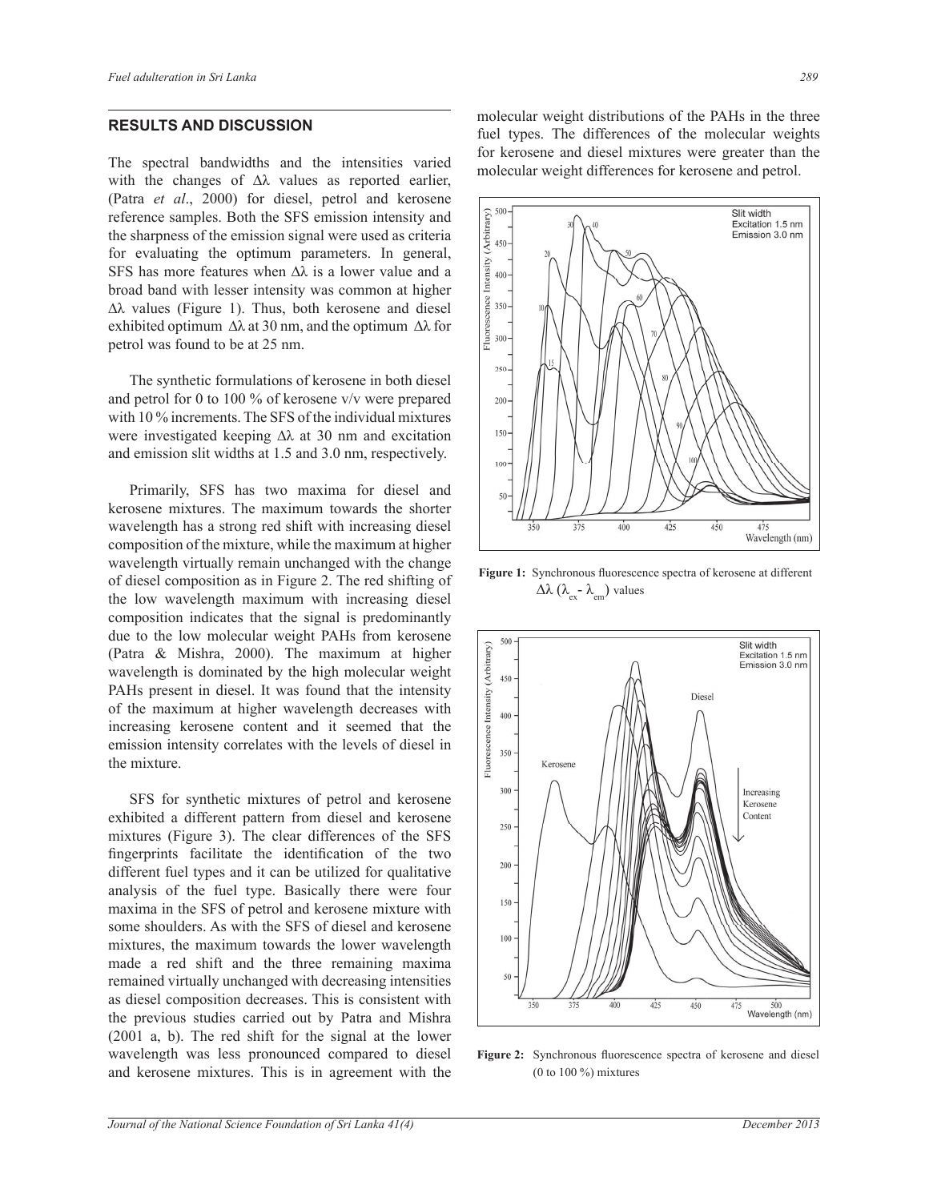## RESULTS AND DISCUSSION

The spectral bandwidths and the intensities varied with the changes of $\Delta\lambda$ values as reported earlier, (Patra *et al*., 2000) for diesel, petrol and kerosene reference samples. Both the SFS emission intensity and the sharpness of the emission signal were used as criteria for evaluating the optimum parameters. In general, SFS has more features when $\Delta\lambda$ is a lower value and a broad band with lesser intensity was common at higher $\Delta\lambda$ values (Figure 1). Thus, both kerosene and diesel exhibited optimum $\Delta\lambda$ at 30 nm, and the optimum $\Delta\lambda$ for petrol was found to be at 25 nm.

The synthetic formulations of kerosene in both diesel and petrol for 0 to 100 % of kerosene v/v were prepared with 10 % increments. The SFS of the individual mixtures were investigated keeping $\Delta\lambda$ at 30 nm and excitation and emission slit widths at 1.5 and 3.0 nm, respectively.

Primarily, SFS has two maxima for diesel and kerosene mixtures. The maximum towards the shorter wavelength has a strong red shift with increasing diesel composition of the mixture, while the maximum at higher wavelength virtually remain unchanged with the change of diesel composition as in Figure 2. The red shifting of the low wavelength maximum with increasing diesel composition indicates that the signal is predominantly due to the low molecular weight PAHs from kerosene (Patra & Mishra, 2000). The maximum at higher wavelength is dominated by the high molecular weight PAHs present in diesel. It was found that the intensity of the maximum at higher wavelength decreases with increasing kerosene content and it seemed that the emission intensity correlates with the levels of diesel in the mixture.

SFS for synthetic mixtures of petrol and kerosene exhibited a different pattern from diesel and kerosene mixtures (Figure 3). The clear differences of the SFS fingerprints facilitate the identification of the two different fuel types and it can be utilized for qualitative analysis of the fuel type. Basically there were four maxima in the SFS of petrol and kerosene mixture with some shoulders. As with the SFS of diesel and kerosene mixtures, the maximum towards the lower wavelength made a red shift and the three remaining maxima remained virtually unchanged with decreasing intensities as diesel composition decreases. This is consistent with the previous studies carried out by Patra and Mishra (2001 a, b). The red shift for the signal at the lower wavelength was less pronounced compared to diesel and kerosene mixtures. This is in agreement with the molecular weight distributions of the PAHs in the three fuel types. The differences of the molecular weights for kerosene and diesel mixtures were greater than the molecular weight differences for kerosene and petrol.

**Figure 1:** Synchronous fluorescence spectra of kerosene at different $\Delta\lambda$ ($\lambda_{ex}$ - $\lambda_{em}$) values

**Figure 2:** Synchronous fluorescence spectra of kerosene and diesel (0 to 100 %) mixtures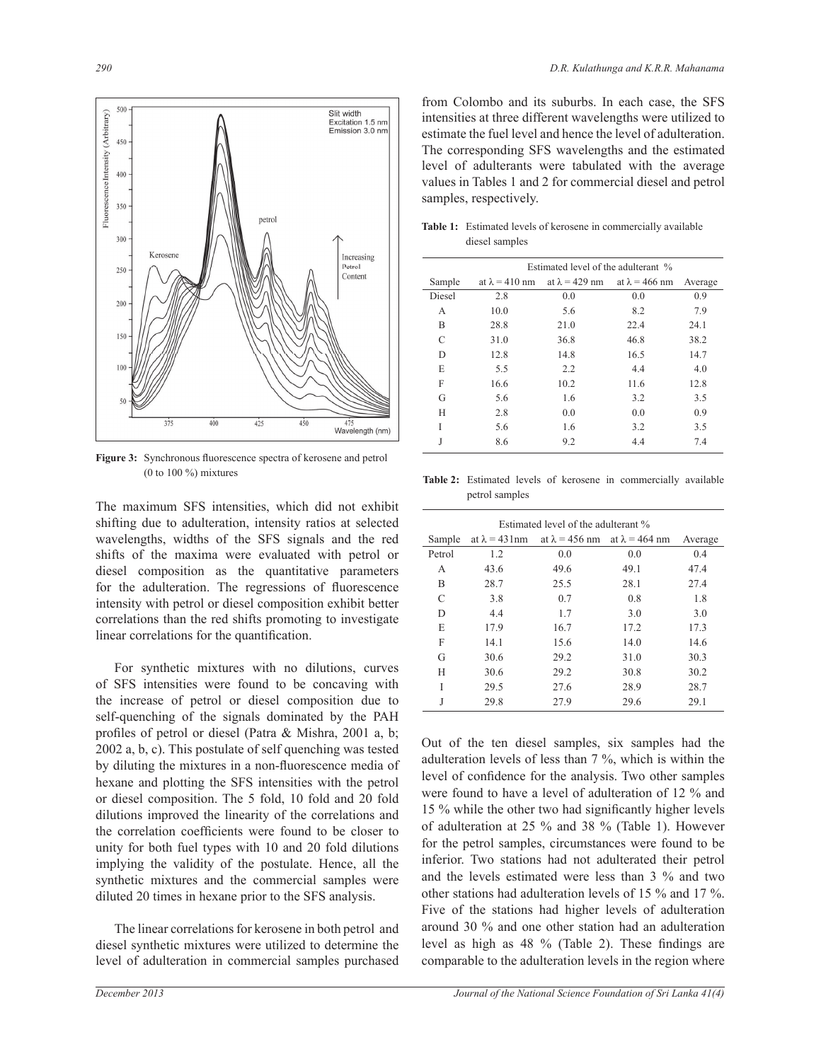Figure 3: Synchronous fluorescence spectra of kerosene and petrol (0 to 100 %) mixtures

The maximum SFS intensities, which did not exhibit shifting due to adulteration, intensity ratios at selected wavelengths, widths of the SFS signals and the red shifts of the maxima were evaluated with petrol or diesel composition as the quantitative parameters for the adulteration. The regressions of fluorescence intensity with petrol or diesel composition exhibit better correlations than the red shifts promoting to investigate linear correlations for the quantification.

For synthetic mixtures with no dilutions, curves of SFS intensities were found to be concaving with the increase of petrol or diesel composition due to self-quenching of the signals dominated by the PAH profiles of petrol or diesel (Patra & Mishra, 2001 a, b; 2002 a, b, c). This postulate of self quenching was tested by diluting the mixtures in a non-fluorescence media of hexane and plotting the SFS intensities with the petrol or diesel composition. The 5 fold, 10 fold and 20 fold dilutions improved the linearity of the correlations and the correlation coefficients were found to be closer to unity for both fuel types with 10 and 20 fold dilutions implying the validity of the postulate. Hence, all the synthetic mixtures and the commercial samples were diluted 20 times in hexane prior to the SFS analysis.

The linear correlations for kerosene in both petrol and diesel synthetic mixtures were utilized to determine the level of adulteration in commercial samples purchased from Colombo and its suburbs. In each case, the SFS intensities at three different wavelengths were utilized to estimate the fuel level and hence the level of adulteration. The corresponding SFS wavelengths and the estimated level of adulterants were tabulated with the average values in Tables 1 and 2 for commercial diesel and petrol samples, respectively.

**Table 1:** Estimated levels of kerosene in commercially available diesel samples

| Sample | Estimated level of the adulterant % | | | |
|---|---|---|---|---|
| | at λ = 410 nm | at λ = 429 nm | at λ = 466 nm | Average |
| Diesel | 2.8 | 0.0 | 0.0 | 0.9 |
| A | 10.0 | 5.6 | 8.2 | 7.9 |
| B | 28.8 | 21.0 | 22.4 | 24.1 |
| C | 31.0 | 36.8 | 46.8 | 38.2 |
| D | 12.8 | 14.8 | 16.5 | 14.7 |
| E | 5.5 | 2.2 | 4.4 | 4.0 |
| F | 16.6 | 10.2 | 11.6 | 12.8 |
| G | 5.6 | 1.6 | 3.2 | 3.5 |
| H | 2.8 | 0.0 | 0.0 | 0.9 |
| I | 5.6 | 1.6 | 3.2 | 3.5 |
| J | 8.6 | 9.2 | 4.4 | 7.4 |

**Table 2:** Estimated levels of kerosene in commercially available petrol samples

| Sample | Estimated level of the adulterant % | | | |
|---|---|---|---|---|
| | at λ = 431nm | at λ = 456 nm | at λ = 464 nm | Average |
| Petrol | 1.2 | 0.0 | 0.0 | 0.4 |
| A | 43.6 | 49.6 | 49.1 | 47.4 |
| B | 28.7 | 25.5 | 28.1 | 27.4 |
| C | 3.8 | 0.7 | 0.8 | 1.8 |
| D | 4.4 | 1.7 | 3.0 | 3.0 |
| E | 17.9 | 16.7 | 17.2 | 17.3 |
| F | 14.1 | 15.6 | 14.0 | 14.6 |
| G | 30.6 | 29.2 | 31.0 | 30.3 |
| H | 30.6 | 29.2 | 30.8 | 30.2 |
| I | 29.5 | 27.6 | 28.9 | 28.7 |
| J | 29.8 | 27.9 | 29.6 | 29.1 |

Out of the ten diesel samples, six samples had the adulteration levels of less than 7 %, which is within the level of confidence for the analysis. Two other samples were found to have a level of adulteration of 12 % and 15 % while the other two had significantly higher levels of adulteration at 25 % and 38 % (Table 1). However for the petrol samples, circumstances were found to be inferior. Two stations had not adulterated their petrol and the levels estimated were less than 3 % and two other stations had adulteration levels of 15 % and 17 %. Five of the stations had higher levels of adulteration around 30 % and one other station had an adulteration level as high as 48 % (Table 2). These findings are comparable to the adulteration levels in the region where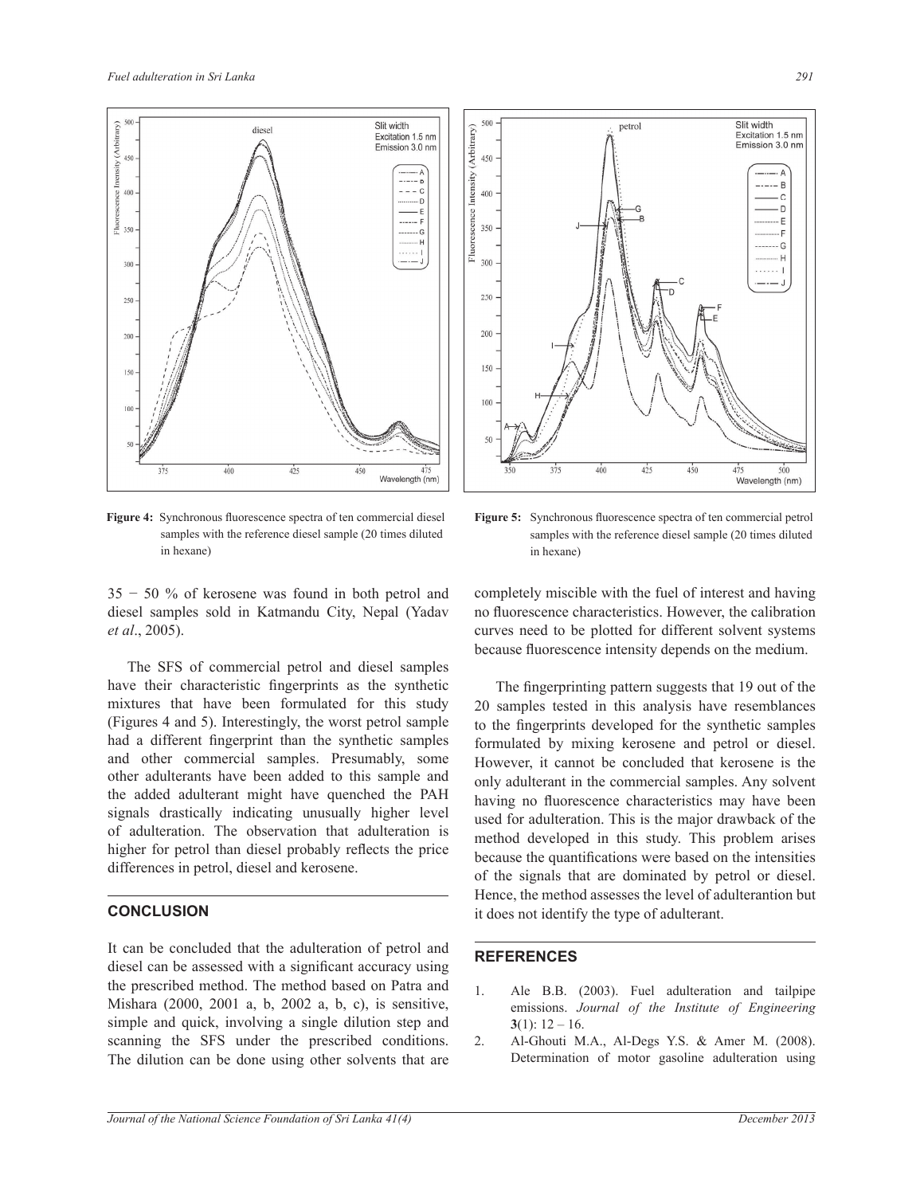Figure 4: Synchronous fluorescence spectra of ten commercial diesel samples with the reference diesel sample (20 times diluted in hexane)

Figure 5: Synchronous fluorescence spectra of ten commercial petrol samples with the reference diesel sample (20 times diluted in hexane)

35 − 50 % of kerosene was found in both petrol and diesel samples sold in Katmandu City, Nepal (Yadav *et al*., 2005).

The SFS of commercial petrol and diesel samples have their characteristic fingerprints as the synthetic mixtures that have been formulated for this study (Figures 4 and 5). Interestingly, the worst petrol sample had a different fingerprint than the synthetic samples and other commercial samples. Presumably, some other adulterants have been added to this sample and the added adulterant might have quenched the PAH signals drastically indicating unusually higher level of adulteration. The observation that adulteration is higher for petrol than diesel probably reflects the price differences in petrol, diesel and kerosene.

## CONCLUSION

It can be concluded that the adulteration of petrol and diesel can be assessed with a significant accuracy using the prescribed method. The method based on Patra and Mishara (2000, 2001 a, b, 2002 a, b, c), is sensitive, simple and quick, involving a single dilution step and scanning the SFS under the prescribed conditions. The dilution can be done using other solvents that are completely miscible with the fuel of interest and having no fluorescence characteristics. However, the calibration curves need to be plotted for different solvent systems because fluorescence intensity depends on the medium.

The fingerprinting pattern suggests that 19 out of the 20 samples tested in this analysis have resemblances to the fingerprints developed for the synthetic samples formulated by mixing kerosene and petrol or diesel. However, it cannot be concluded that kerosene is the only adulterant in the commercial samples. Any solvent having no fluorescence characteristics may have been used for adulteration. This is the major drawback of the method developed in this study. This problem arises because the quantifications were based on the intensities of the signals that are dominated by petrol or diesel. Hence, the method assesses the level of adulterantion but it does not identify the type of adulterant.

## REFERENCES

1. Ale B.B. (2003). Fuel adulteration and tailpipe emissions. *Journal of the Institute of Engineering* **3**(1): 12 – 16.
2. Al-Ghouti M.A., Al-Degs Y.S. & Amer M. (2008). Determination of motor gasoline adulteration using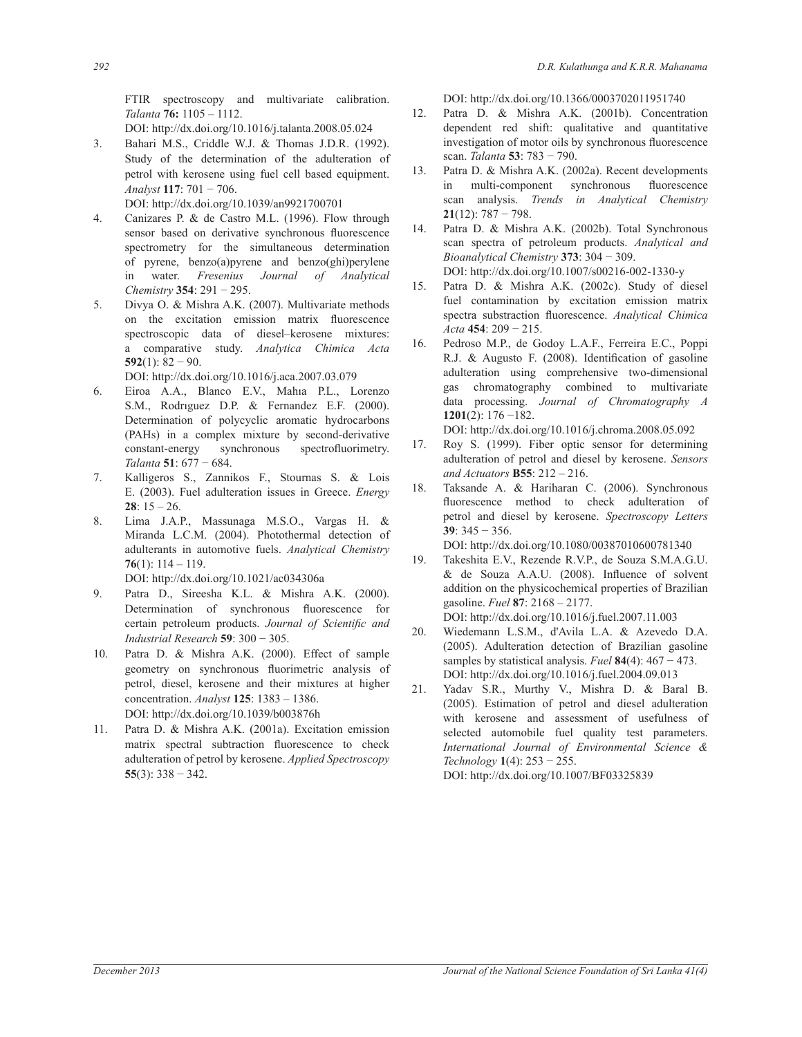FTIR spectroscopy and multivariate calibration. *Talanta* **76:** 1105 – 1112.
DOI: http://dx.doi.org/10.1016/j.talanta.2008.05.024

3. Bahari M.S., Criddle W.J. & Thomas J.D.R. (1992). Study of the determination of the adulteration of petrol with kerosene using fuel cell based equipment. *Analyst* **117**: 701 − 706.
DOI: http://dx.doi.org/10.1039/an9921700701

4. Canizares P. & de Castro M.L. (1996). Flow through sensor based on derivative synchronous fluorescence spectrometry for the simultaneous determination of pyrene, benzo(a)pyrene and benzo(ghi)perylene in water. *Fresenius Journal of Analytical Chemistry* **354**: 291 − 295.

5. Divya O. & Mishra A.K. (2007). Multivariate methods on the excitation emission matrix fluorescence spectroscopic data of diesel–kerosene mixtures: a comparative study. *Analytica Chimica Acta* **592**(1): 82 − 90.
DOI: http://dx.doi.org/10.1016/j.aca.2007.03.079

6. Eiroa A.A., Blanco E.V., Mahıa P.L., Lorenzo S.M., Rodrıguez D.P. & Fernandez E.F. (2000). Determination of polycyclic aromatic hydrocarbons (PAHs) in a complex mixture by second-derivative constant-energy synchronous spectrofluorimetry. *Talanta* **51**: 677 − 684.

7. Kalligeros S., Zannikos F., Stournas S. & Lois E. (2003). Fuel adulteration issues in Greece. *Energy* **28**: 15 – 26.

8. Lima J.A.P., Massunaga M.S.O., Vargas H. & Miranda L.C.M. (2004). Photothermal detection of adulterants in automotive fuels. *Analytical Chemistry* **76**(1): 114 – 119.
DOI: http://dx.doi.org/10.1021/ac034306a

9. Patra D., Sireesha K.L. & Mishra A.K. (2000). Determination of synchronous fluorescence for certain petroleum products. *Journal of Scientific and Industrial Research* **59**: 300 − 305.

10. Patra D. & Mishra A.K. (2000). Effect of sample geometry on synchronous fluorimetric analysis of petrol, diesel, kerosene and their mixtures at higher concentration. *Analyst* **125**: 1383 – 1386.
DOI: http://dx.doi.org/10.1039/b003876h

11. Patra D. & Mishra A.K. (2001a). Excitation emission matrix spectral subtraction fluorescence to check adulteration of petrol by kerosene. *Applied Spectroscopy* **55**(3): 338 − 342.
DOI: http://dx.doi.org/10.1366/0003702011951740

12. Patra D. & Mishra A.K. (2001b). Concentration dependent red shift: qualitative and quantitative investigation of motor oils by synchronous fluorescence scan. *Talanta* **53**: 783 − 790.

13. Patra D. & Mishra A.K. (2002a). Recent developments in multi-component synchronous fluorescence scan analysis. *Trends in Analytical Chemistry* **21**(12): 787 − 798.

14. Patra D. & Mishra A.K. (2002b). Total Synchronous scan spectra of petroleum products. *Analytical and Bioanalytical Chemistry* **373**: 304 − 309.
DOI: http://dx.doi.org/10.1007/s00216-002-1330-y

15. Patra D. & Mishra A.K. (2002c). Study of diesel fuel contamination by excitation emission matrix spectra substraction fluorescence. *Analytical Chimica Acta* **454**: 209 − 215.

16. Pedroso M.P., de Godoy L.A.F., Ferreira E.C., Poppi R.J. & Augusto F. (2008). Identification of gasoline adulteration using comprehensive two-dimensional gas chromatography combined to multivariate data processing. *Journal of Chromatography A* **1201**(2): 176 −182.
DOI: http://dx.doi.org/10.1016/j.chroma.2008.05.092

17. Roy S. (1999). Fiber optic sensor for determining adulteration of petrol and diesel by kerosene. *Sensors and Actuators* **B55**: 212 – 216.

18. Taksande A. & Hariharan C. (2006). Synchronous fluorescence method to check adulteration of petrol and diesel by kerosene. *Spectroscopy Letters* **39**: 345 − 356.
DOI: http://dx.doi.org/10.1080/00387010600781340

19. Takeshita E.V., Rezende R.V.P., de Souza S.M.A.G.U. & de Souza A.A.U. (2008). Influence of solvent addition on the physicochemical properties of Brazilian gasoline. *Fuel* **87**: 2168 – 2177.
DOI: http://dx.doi.org/10.1016/j.fuel.2007.11.003

20. Wiedemann L.S.M., d'Avila L.A. & Azevedo D.A. (2005). Adulteration detection of Brazilian gasoline samples by statistical analysis. *Fuel* **84**(4): 467 − 473.
DOI: http://dx.doi.org/10.1016/j.fuel.2004.09.013

21. Yadav S.R., Murthy V., Mishra D. & Baral B. (2005). Estimation of petrol and diesel adulteration with kerosene and assessment of usefulness of selected automobile fuel quality test parameters. *International Journal of Environmental Science & Technology* **1**(4): 253 − 255.
DOI: http://dx.doi.org/10.1007/BF03325839